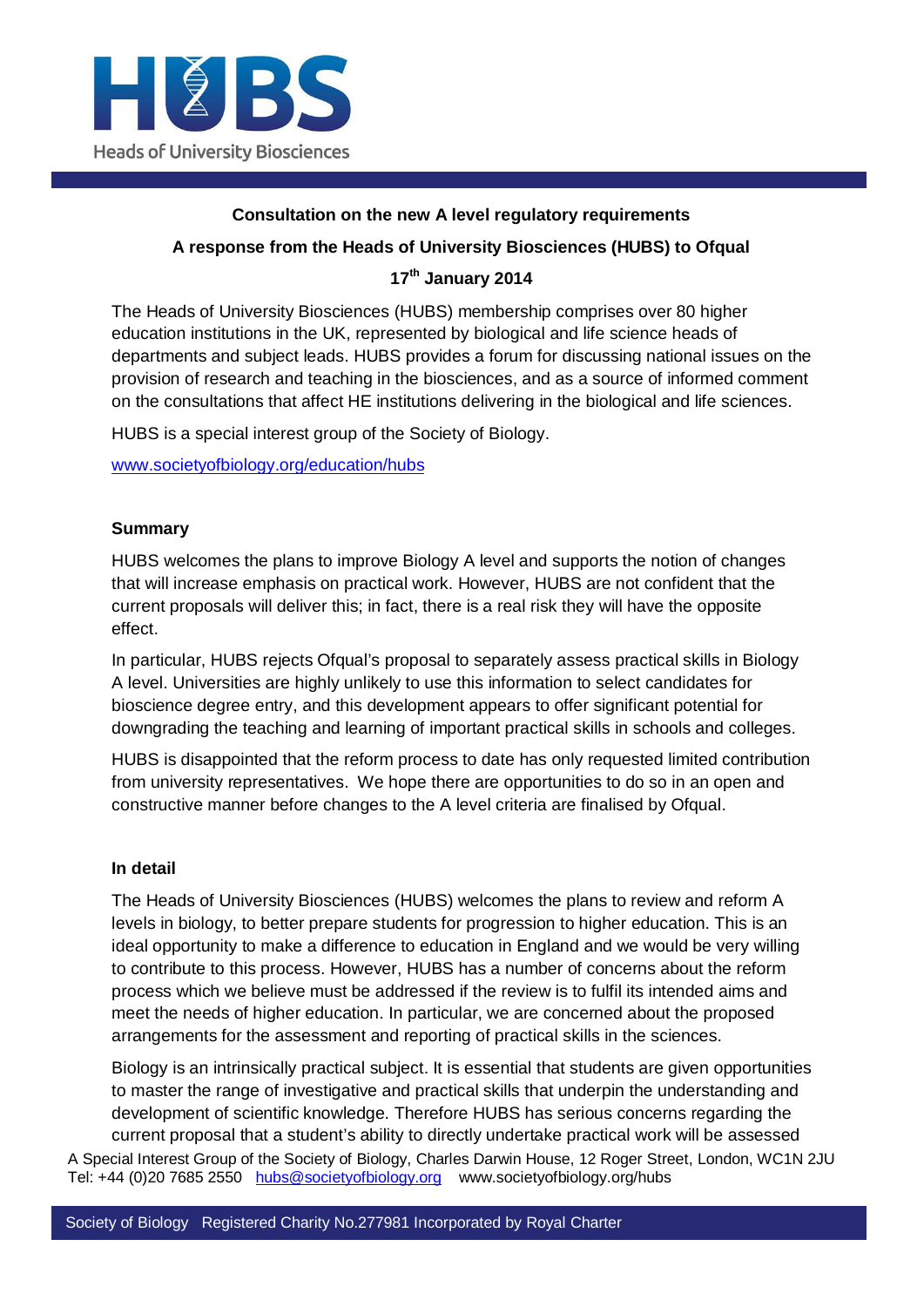HUBS

Heads of University Biosciences

**Consultation on the new A level regulatory requirements**

**A response from the Heads of University Biosciences (HUBS) to Ofqual**

**17th January 2014**

The Heads of University Biosciences (HUBS) membership comprises over 80 higher education institutions in the UK, represented by biological and life science heads of departments and subject leads. HUBS provides a forum for discussing national issues on the provision of research and teaching in the biosciences, and as a source of informed comment on the consultations that affect HE institutions delivering in the biological and life sciences.

HUBS is a special interest group of the Society of Biology.

www.societyofbiology.org/education/hubs

## Summary

HUBS welcomes the plans to improve Biology A level and supports the notion of changes that will increase emphasis on practical work. However, HUBS are not confident that the current proposals will deliver this; in fact, there is a real risk they will have the opposite effect.

In particular, HUBS rejects Ofqual's proposal to separately assess practical skills in Biology A level. Universities are highly unlikely to use this information to select candidates for bioscience degree entry, and this development appears to offer significant potential for downgrading the teaching and learning of important practical skills in schools and colleges.

HUBS is disappointed that the reform process to date has only requested limited contribution from university representatives. We hope there are opportunities to do so in an open and constructive manner before changes to the A level criteria are finalised by Ofqual.

## In detail

The Heads of University Biosciences (HUBS) welcomes the plans to review and reform A levels in biology, to better prepare students for progression to higher education. This is an ideal opportunity to make a difference to education in England and we would be very willing to contribute to this process. However, HUBS has a number of concerns about the reform process which we believe must be addressed if the review is to fulfil its intended aims and meet the needs of higher education. In particular, we are concerned about the proposed arrangements for the assessment and reporting of practical skills in the sciences.

Biology is an intrinsically practical subject. It is essential that students are given opportunities to master the range of investigative and practical skills that underpin the understanding and development of scientific knowledge. Therefore HUBS has serious concerns regarding the current proposal that a student's ability to directly undertake practical work will be assessed

A Special Interest Group of the Society of Biology, Charles Darwin House, 12 Roger Street, London, WC1N 2JU
Tel: +44 (0)20 7685 2550 hubs@societyofbiology.org www.societyofbiology.org/hubs

Society of Biology Registered Charity No.277981 Incorporated by Royal Charter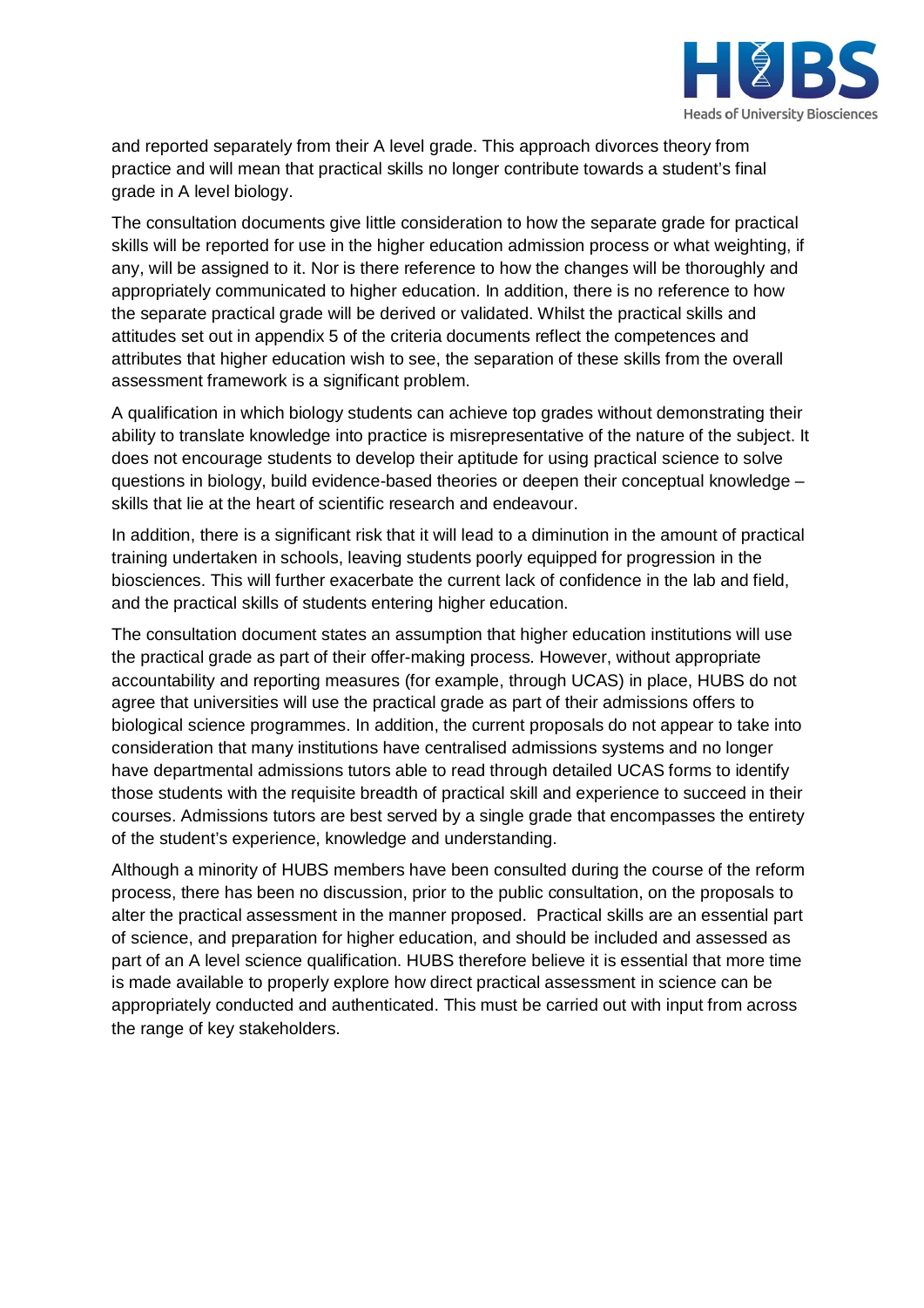and reported separately from their A level grade. This approach divorces theory from practice and will mean that practical skills no longer contribute towards a student's final grade in A level biology.

The consultation documents give little consideration to how the separate grade for practical skills will be reported for use in the higher education admission process or what weighting, if any, will be assigned to it. Nor is there reference to how the changes will be thoroughly and appropriately communicated to higher education. In addition, there is no reference to how the separate practical grade will be derived or validated. Whilst the practical skills and attitudes set out in appendix 5 of the criteria documents reflect the competences and attributes that higher education wish to see, the separation of these skills from the overall assessment framework is a significant problem.

A qualification in which biology students can achieve top grades without demonstrating their ability to translate knowledge into practice is misrepresentative of the nature of the subject. It does not encourage students to develop their aptitude for using practical science to solve questions in biology, build evidence-based theories or deepen their conceptual knowledge – skills that lie at the heart of scientific research and endeavour.

In addition, there is a significant risk that it will lead to a diminution in the amount of practical training undertaken in schools, leaving students poorly equipped for progression in the biosciences. This will further exacerbate the current lack of confidence in the lab and field, and the practical skills of students entering higher education.

The consultation document states an assumption that higher education institutions will use the practical grade as part of their offer-making process. However, without appropriate accountability and reporting measures (for example, through UCAS) in place, HUBS do not agree that universities will use the practical grade as part of their admissions offers to biological science programmes. In addition, the current proposals do not appear to take into consideration that many institutions have centralised admissions systems and no longer have departmental admissions tutors able to read through detailed UCAS forms to identify those students with the requisite breadth of practical skill and experience to succeed in their courses. Admissions tutors are best served by a single grade that encompasses the entirety of the student's experience, knowledge and understanding.

Although a minority of HUBS members have been consulted during the course of the reform process, there has been no discussion, prior to the public consultation, on the proposals to alter the practical assessment in the manner proposed. Practical skills are an essential part of science, and preparation for higher education, and should be included and assessed as part of an A level science qualification. HUBS therefore believe it is essential that more time is made available to properly explore how direct practical assessment in science can be appropriately conducted and authenticated. This must be carried out with input from across the range of key stakeholders.